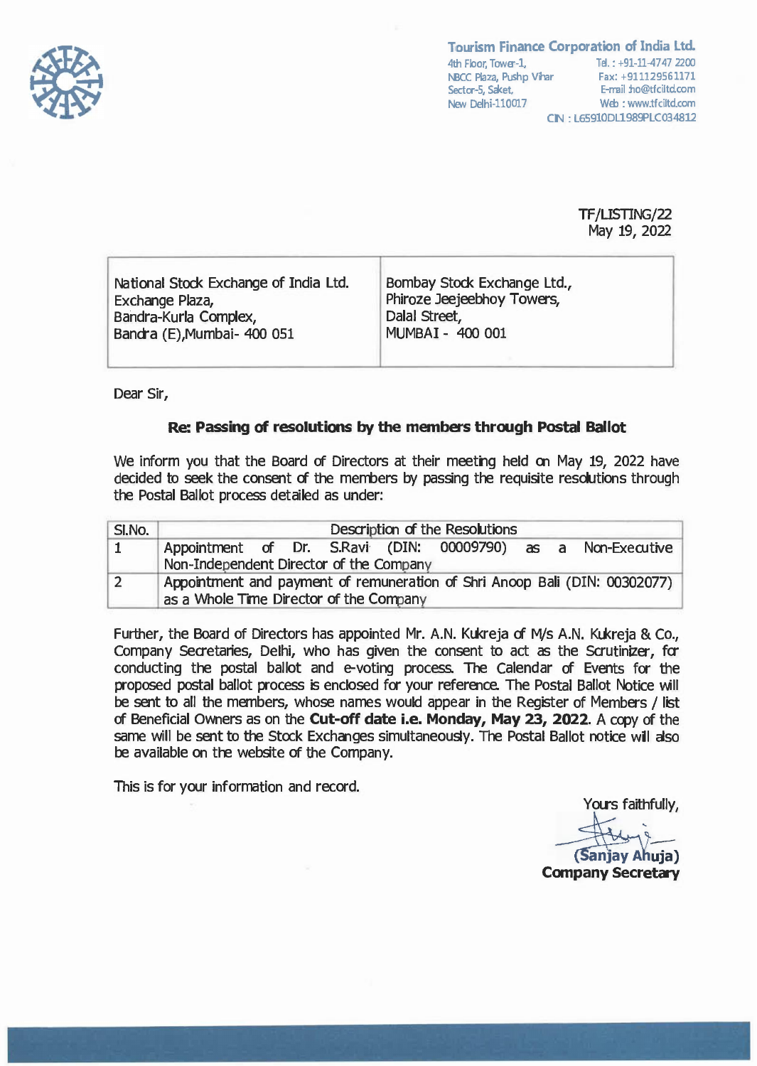**Tourism Finance Corporation of India Ltd.**

4th Floor, Tower-1,
NBCC Plaza, Pushp Vihar
Sector-5, Saket,
New Delhi-110017

Tel. : +91-11-4747 2200
Fax: +911129561171
E-mail :ho@tfciltd.com
Web : www.tfciltd.com

CIN : L65910DL1989PLC034812

TF/LISTING/22
May 19, 2022

| National Stock Exchange of India Ltd.<br>Exchange Plaza,<br>Bandra-Kurla Complex,<br>Bandra (E),Mumbai- 400 051 | Bombay Stock Exchange Ltd.,<br>Phiroze Jeejeebhoy Towers,<br>Dalal Street,<br>MUMBAI - 400 001 |
|---|---|

Dear Sir,

**Re: Passing of resolutions by the members through Postal Ballot**

We inform you that the Board of Directors at their meeting held on May 19, 2022 have decided to seek the consent of the members by passing the requisite resolutions through the Postal Ballot process detailed as under:

| Sl.No. | Description of the Resolutions |
|---|---|
| 1 | Appointment of Dr. S.Ravi (DIN: 00009790) as a Non-Executive Non-Independent Director of the Company |
| 2 | Appointment and payment of remuneration of Shri Anoop Bali (DIN: 00302077) as a Whole Time Director of the Company |

Further, the Board of Directors has appointed Mr. A.N. Kukreja of M/s A.N. Kukreja & Co., Company Secretaries, Delhi, who has given the consent to act as the Scrutinizer, for conducting the postal ballot and e-voting process. The Calendar of Events for the proposed postal ballot process is enclosed for your reference. The Postal Ballot Notice will be sent to all the members, whose names would appear in the Register of Members / list of Beneficial Owners as on the **Cut-off date i.e. Monday, May 23, 2022**. A copy of the same will be sent to the Stock Exchanges simultaneously. The Postal Ballot notice will also be available on the website of the Company.

This is for your information and record.

Yours faithfully,

**(Sanjay Ahuja)**
**Company Secretary**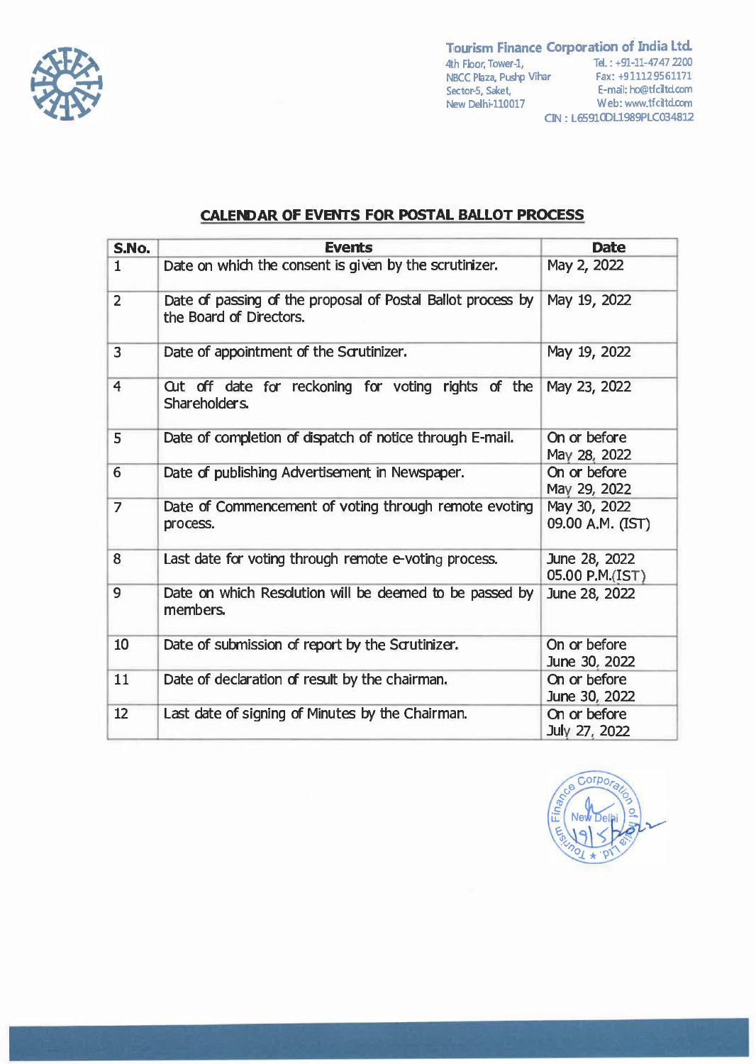Tourism Finance Corporation of India Ltd.
4th Floor, Tower-1,
NBCC Plaza, Pushp Vihar
Sector-5, Saket,
New Delhi-110017
Tel. : +91-11-4747 2200
Fax: +91112 9561171
E-mail: ho@tfciltd.com
Web: www.tfciltd.com
CIN : L65910DL1989PLC034812

## CALENDAR OF EVENTS FOR POSTAL BALLOT PROCESS

| S.No. | Events | Date |
|---|---|---|
| 1 | Date on which the consent is given by the scrutinizer. | May 2, 2022 |
| 2 | Date of passing of the proposal of Postal Ballot process by the Board of Directors. | May 19, 2022 |
| 3 | Date of appointment of the Scrutinizer. | May 19, 2022 |
| 4 | Cut off date for reckoning for voting rights of the Shareholders. | May 23, 2022 |
| 5 | Date of completion of dispatch of notice through E-mail. | On or before May 28, 2022 |
| 6 | Date of publishing Advertisement in Newspaper. | On or before May 29, 2022 |
| 7 | Date of Commencement of voting through remote evoting process. | May 30, 2022 09.00 A.M. (IST) |
| 8 | Last date for voting through remote e-voting process. | June 28, 2022 05.00 P.M.(IST) |
| 9 | Date on which Resolution will be deemed to be passed by members. | June 28, 2022 |
| 10 | Date of submission of report by the Scrutinizer. | On or before June 30, 2022 |
| 11 | Date of declaration of result by the chairman. | On or before June 30, 2022 |
| 12 | Last date of signing of Minutes by the Chairman. | On or before July 27, 2022 |

Tourism Finance Corporation of India Ltd. New Delhi

19/5/2022